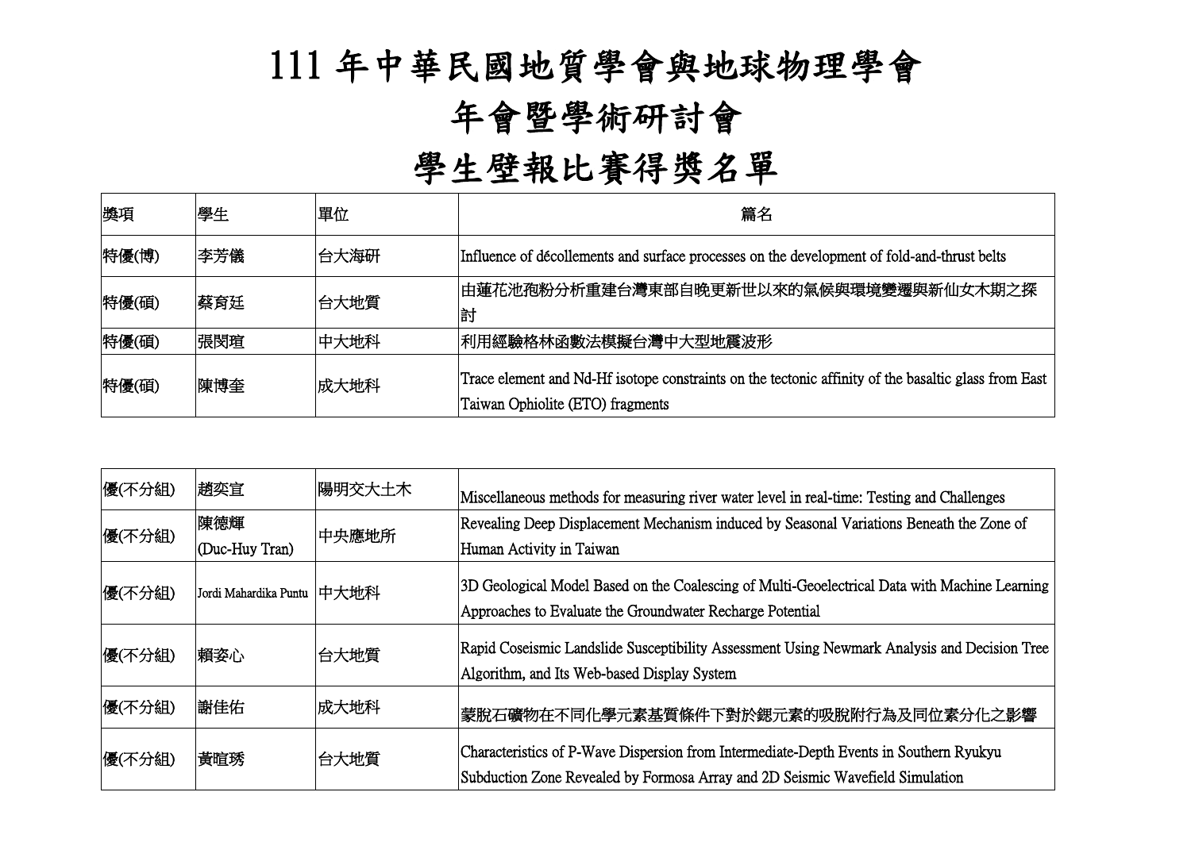# 111 年中華民國地質學會與地球物理學會

# 年會暨學術研討會

# 學生壁報比賽得獎名單

| 獎項 | 學生 | 單位 | 篇名 |
| --- | --- | --- | --- |
| 特優(博) | 李芳儀 | 台大海研 | Influence of décollements and surface processes on the development of fold-and-thrust belts |
| 特優(碩) | 蔡育廷 | 台大地質 | 由蓮花池孢粉分析重建台灣東部自晚更新世以來的氣候與環境變遷與新仙女木期之探討 |
| 特優(碩) | 張閔瑄 | 中大地科 | 利用經驗格林函數法模擬台灣中大型地震波形 |
| 特優(碩) | 陳博奎 | 成大地科 | Trace element and Nd-Hf isotope constraints on the tectonic affinity of the basaltic glass from East Taiwan Ophiolite (ETO) fragments |

| 獎項 | 學生 | 單位 | 篇名 |
| --- | --- | --- | --- |
| 優(不分組) | 趙奕宣 | 陽明交大土木 | Miscellaneous methods for measuring river water level in real-time: Testing and Challenges |
| 優(不分組) | 陳德輝 (Duc-Huy Tran) | 中央應地所 | Revealing Deep Displacement Mechanism induced by Seasonal Variations Beneath the Zone of Human Activity in Taiwan |
| 優(不分組) | Jordi Mahardika Puntu | 中大地科 | 3D Geological Model Based on the Coalescing of Multi-Geoelectrical Data with Machine Learning Approaches to Evaluate the Groundwater Recharge Potential |
| 優(不分組) | 賴姿心 | 台大地質 | Rapid Coseismic Landslide Susceptibility Assessment Using Newmark Analysis and Decision Tree Algorithm, and Its Web-based Display System |
| 優(不分組) | 謝佳佑 | 成大地科 | 蒙脫石礦物在不同化學元素基質條件下對於鍶元素的吸脫附行為及同位素分化之影響 |
| 優(不分組) | 黃暄琇 | 台大地質 | Characteristics of P-Wave Dispersion from Intermediate-Depth Events in Southern Ryukyu Subduction Zone Revealed by Formosa Array and 2D Seismic Wavefield Simulation |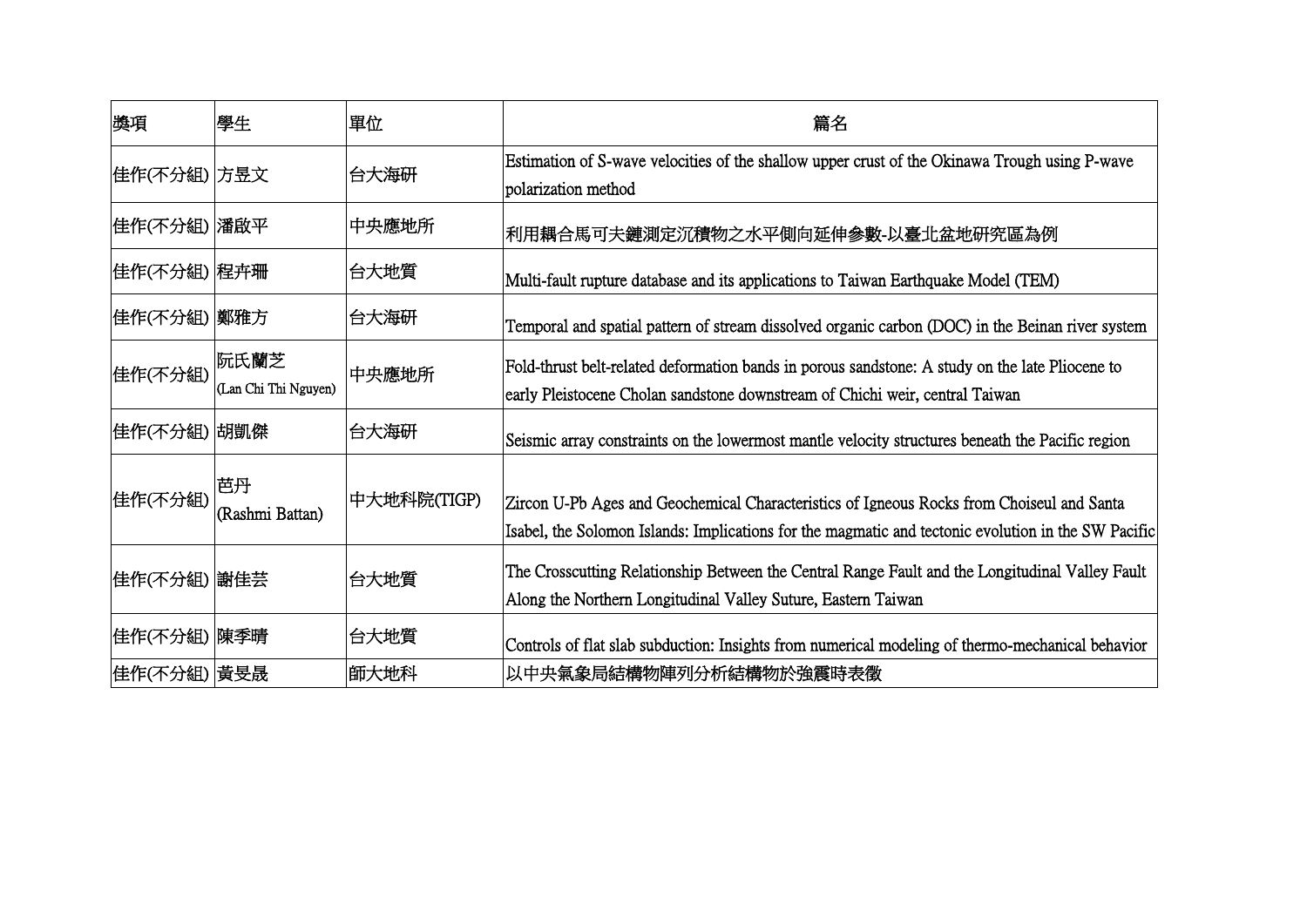| 獎項 | 學生 | 單位 | 篇名 |
|---|---|---|---|
| 佳作(不分組) | 方昱文 | 台大海研 | Estimation of S-wave velocities of the shallow upper crust of the Okinawa Trough using P-wave polarization method |
| 佳作(不分組) | 潘啟平 | 中央應地所 | 利用耦合馬可夫鏈測定沉積物之水平側向延伸參數-以臺北盆地研究區為例 |
| 佳作(不分組) | 程卉珊 | 台大地質 | Multi-fault rupture database and its applications to Taiwan Earthquake Model (TEM) |
| 佳作(不分組) | 鄭雅方 | 台大海研 | Temporal and spatial pattern of stream dissolved organic carbon (DOC) in the Beinan river system |
| 佳作(不分組) | 阮氏蘭芝 (Lan Chi Thi Nguyen) | 中央應地所 | Fold-thrust belt-related deformation bands in porous sandstone: A study on the late Pliocene to early Pleistocene Cholan sandstone downstream of Chichi weir, central Taiwan |
| 佳作(不分組) | 胡凱傑 | 台大海研 | Seismic array constraints on the lowermost mantle velocity structures beneath the Pacific region |
| 佳作(不分組) | 芭丹 (Rashmi Battan) | 中大地科院(TIGP) | Zircon U-Pb Ages and Geochemical Characteristics of Igneous Rocks from Choiseul and Santa Isabel, the Solomon Islands: Implications for the magmatic and tectonic evolution in the SW Pacific |
| 佳作(不分組) | 謝佳芸 | 台大地質 | The Crosscutting Relationship Between the Central Range Fault and the Longitudinal Valley Fault Along the Northern Longitudinal Valley Suture, Eastern Taiwan |
| 佳作(不分組) | 陳季晴 | 台大地質 | Controls of flat slab subduction: Insights from numerical modeling of thermo-mechanical behavior |
| 佳作(不分組) | 黃旻晟 | 師大地科 | 以中央氣象局結構物陣列分析結構物於強震時表徵 |